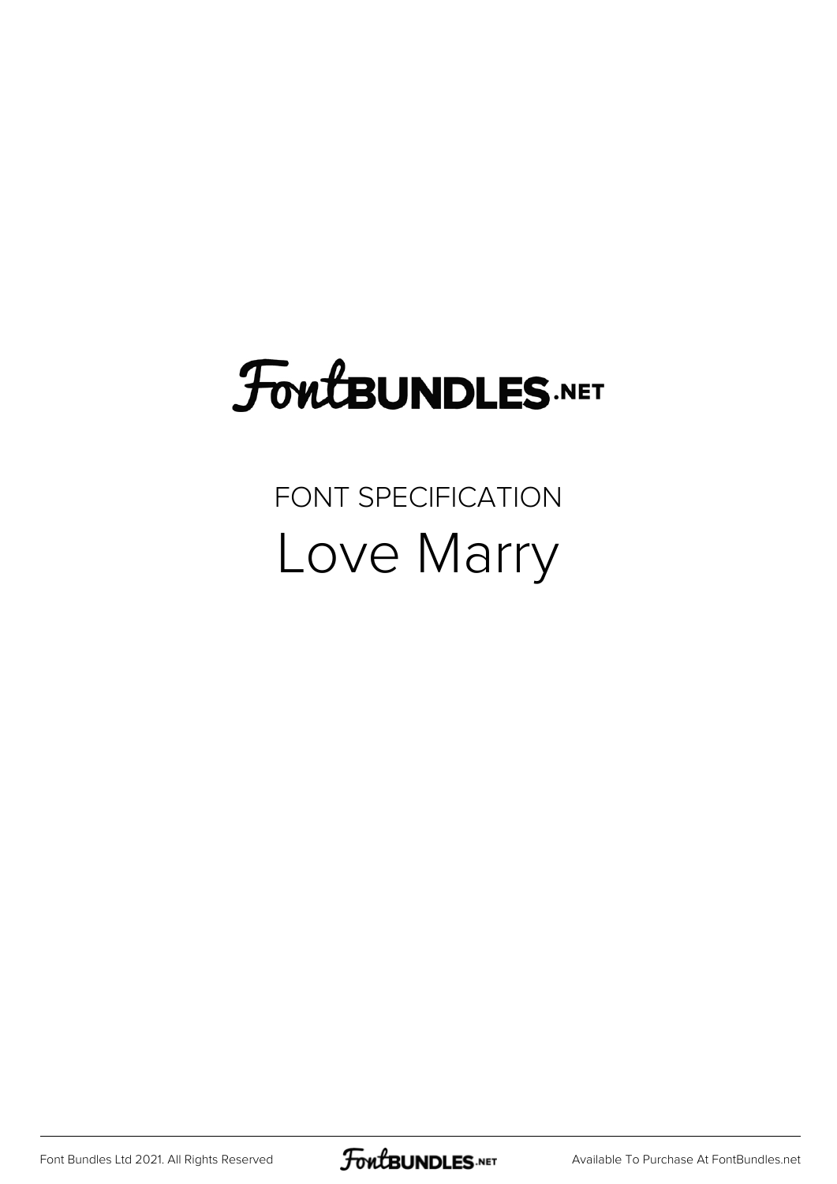FontBUNDLES.NET

FONT SPECIFICATION

# Love Marry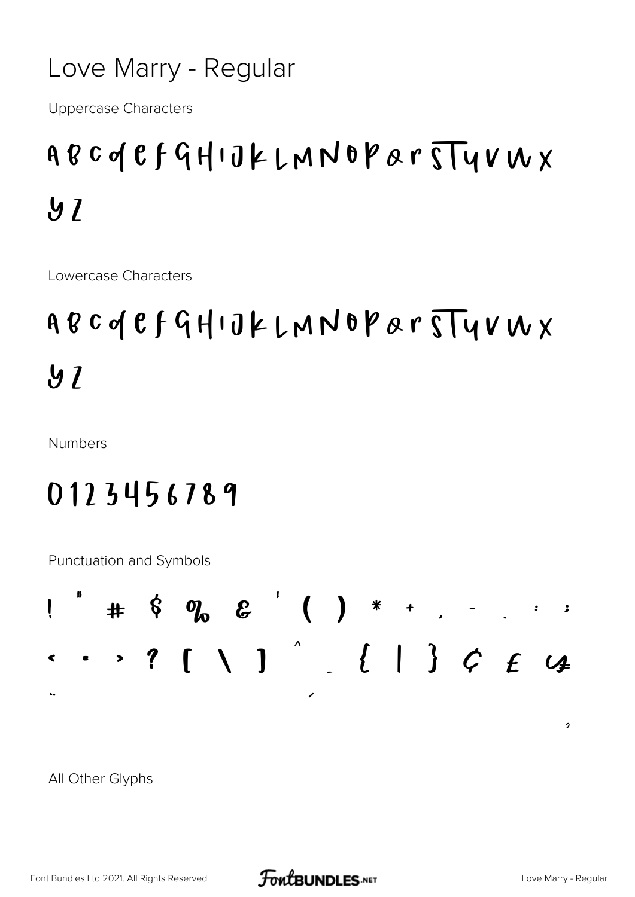# Love Marry - Regular

Uppercase Characters

A B C D E F G H I J K L M N O P Q R S T U V W X Y Z

Lowercase Characters

a b c d e f g h i j k l m n o p q r s t u v w x y z

Numbers

0 1 2 3 4 5 6 7 8 9

Punctuation and Symbols

! " # $ % & ' ( ) * + , - . : ;

< = > ? [ \ ] ^ _ { | } ¢ £ ¥

¨ ´

¸

All Other Glyphs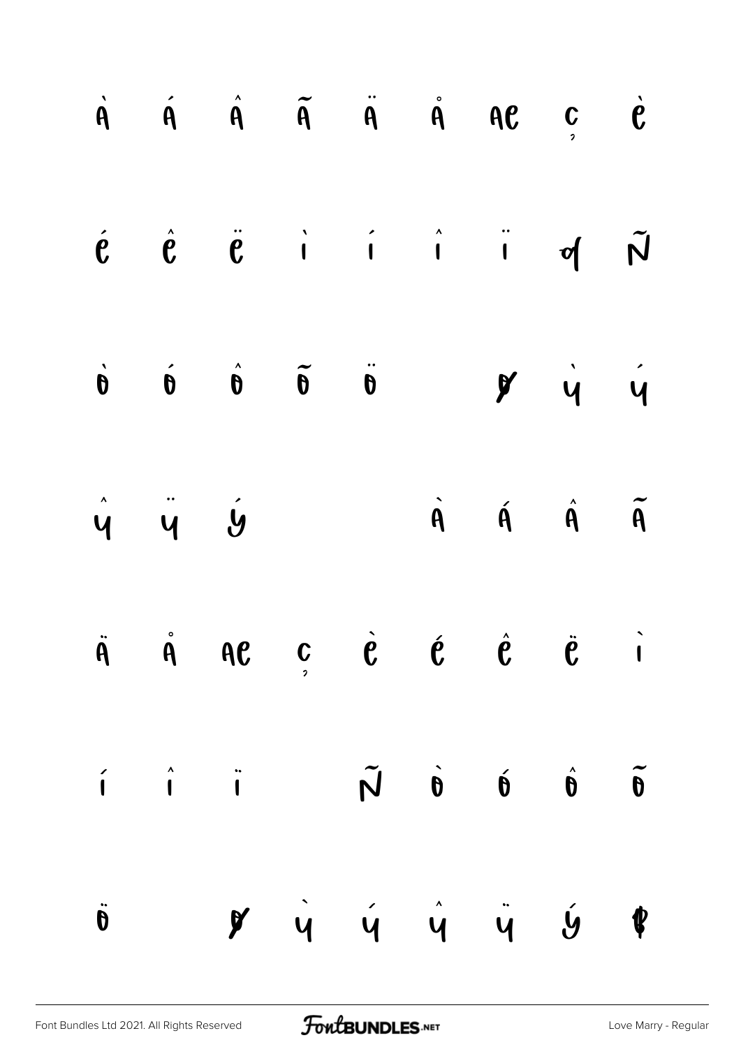À Á Â Ã Ä Å Æ Ç È

É Ê Ë Ì Í Î Ï Ð Ñ

Ò Ó Ô Õ Ö Ø Ù Ú

Û Ü Ý à á â ã

ä å æ ç è é ê ë ì

í î ï ñ ò ó ô õ

ö ø ù ú û ü ý þ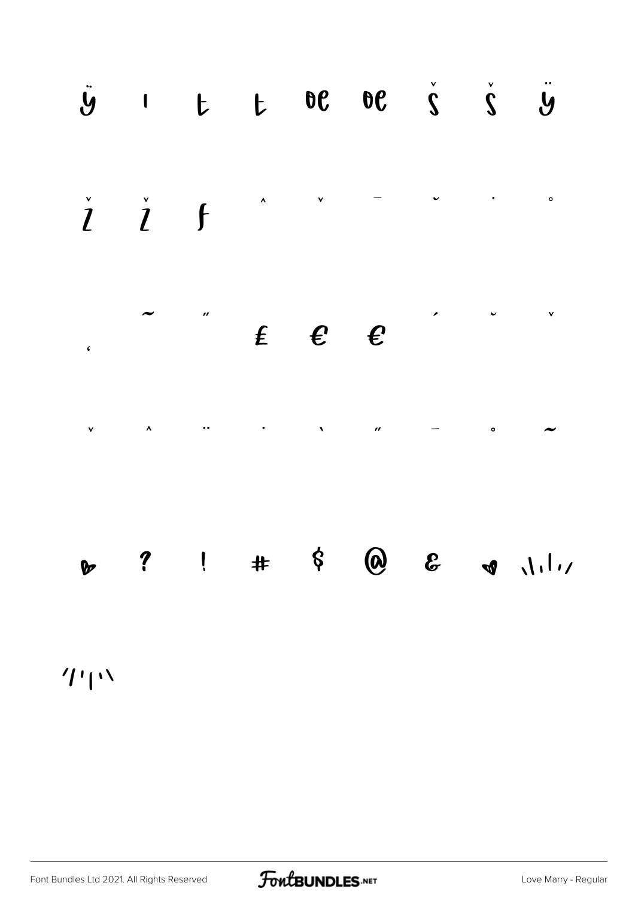ÿ ı Ł ł Œ œ Š š Ÿ

Ž ž ƒ ˆ ˇ ¯ ˘ ˙ ˚

¸ ˜ ˝ £ € € ´ ˘ ˇ

ˇ ˆ ¨ ˙ ` ˝ ¯ ˚ ˜

? ! # $ @ &